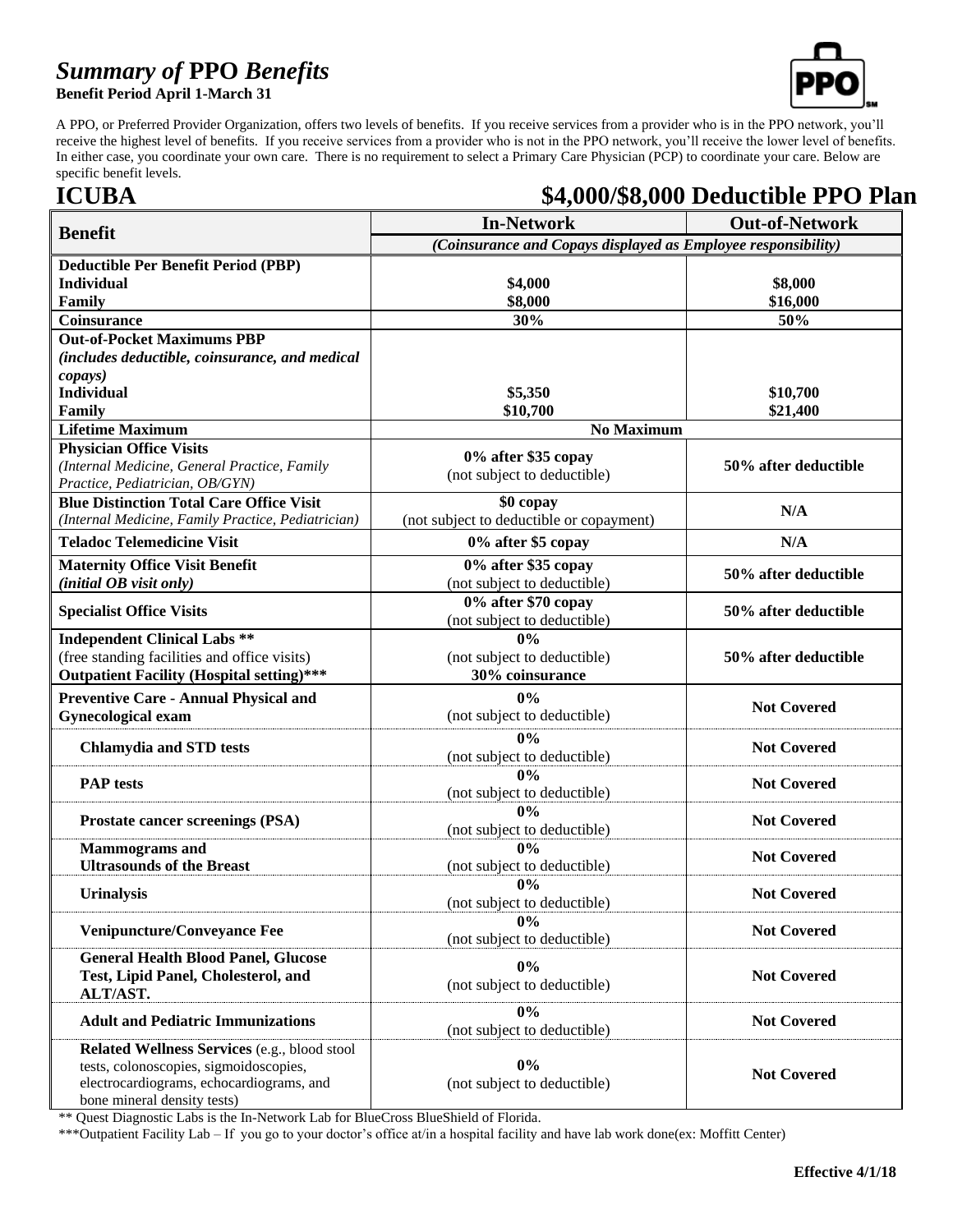# *Summary of* PPO *Benefits*

**Benefit Period April 1-March 31**

A PPO, or Preferred Provider Organization, offers two levels of benefits. If you receive services from a provider who is in the PPO network, you'll receive the highest level of benefits. If you receive services from a provider who is not in the PPO network, you'll receive the lower level of benefits. In either case, you coordinate your own care. There is no requirement to select a Primary Care Physician (PCP) to coordinate your care. Below are specific benefit levels.

## ICUBA — $4,000/$8,000 Deductible PPO Plan

| Benefit | In-Network | Out-of-Network |
|---|---|---|
| | *(Coinsurance and Copays displayed as Employee responsibility)* | |
| **Deductible Per Benefit Period (PBP)**<br>**Individual**<br>**Family** | **$4,000**<br>**$8,000** | **$8,000**<br>**$16,000** |
| **Coinsurance** | **30%** | **50%** |
| **Out-of-Pocket Maximums PBP**<br>***(includes deductible, coinsurance, and medical copays)***<br>**Individual**<br>**Family** | **$5,350**<br>**$10,700** | **$10,700**<br>**$21,400** |
| **Lifetime Maximum** | **No Maximum** | |
| **Physician Office Visits**<br>*(Internal Medicine, General Practice, Family Practice, Pediatrician, OB/GYN)* | **0% after $35 copay**<br>(not subject to deductible) | **50% after deductible** |
| **Blue Distinction Total Care Office Visit**<br>*(Internal Medicine, Family Practice, Pediatrician)* | **$0 copay**<br>(not subject to deductible or copayment) | **N/A** |
| **Teladoc Telemedicine Visit** | **0% after $5 copay** | **N/A** |
| **Maternity Office Visit Benefit**<br>***(initial OB visit only)*** | **0% after $35 copay**<br>(not subject to deductible) | **50% after deductible** |
| **Specialist Office Visits** | **0% after $70 copay**<br>(not subject to deductible) | **50% after deductible** |
| **Independent Clinical Labs \*\***<br>(free standing facilities and office visits)<br>**Outpatient Facility (Hospital setting)\*\*\*** | **0%**<br>(not subject to deductible)<br>**30% coinsurance** | **50% after deductible** |
| **Preventive Care - Annual Physical and Gynecological exam** | **0%**<br>(not subject to deductible) | **Not Covered** |
| **Chlamydia and STD tests** | **0%**<br>(not subject to deductible) | **Not Covered** |
| **PAP tests** | **0%**<br>(not subject to deductible) | **Not Covered** |
| **Prostate cancer screenings (PSA)** | **0%**<br>(not subject to deductible) | **Not Covered** |
| **Mammograms and Ultrasounds of the Breast** | **0%**<br>(not subject to deductible) | **Not Covered** |
| **Urinalysis** | **0%**<br>(not subject to deductible) | **Not Covered** |
| **Venipuncture/Conveyance Fee** | **0%**<br>(not subject to deductible) | **Not Covered** |
| **General Health Blood Panel, Glucose Test, Lipid Panel, Cholesterol, and ALT/AST.** | **0%**<br>(not subject to deductible) | **Not Covered** |
| **Adult and Pediatric Immunizations** | **0%**<br>(not subject to deductible) | **Not Covered** |
| **Related Wellness Services** (e.g., blood stool tests, colonoscopies, sigmoidoscopies, electrocardiograms, echocardiograms, and bone mineral density tests) | **0%**<br>(not subject to deductible) | **Not Covered** |

** Quest Diagnostic Labs is the In-Network Lab for BlueCross BlueShield of Florida.

***Outpatient Facility Lab – If you go to your doctor's office at/in a hospital facility and have lab work done(ex: Moffitt Center)

**Effective 4/1/18**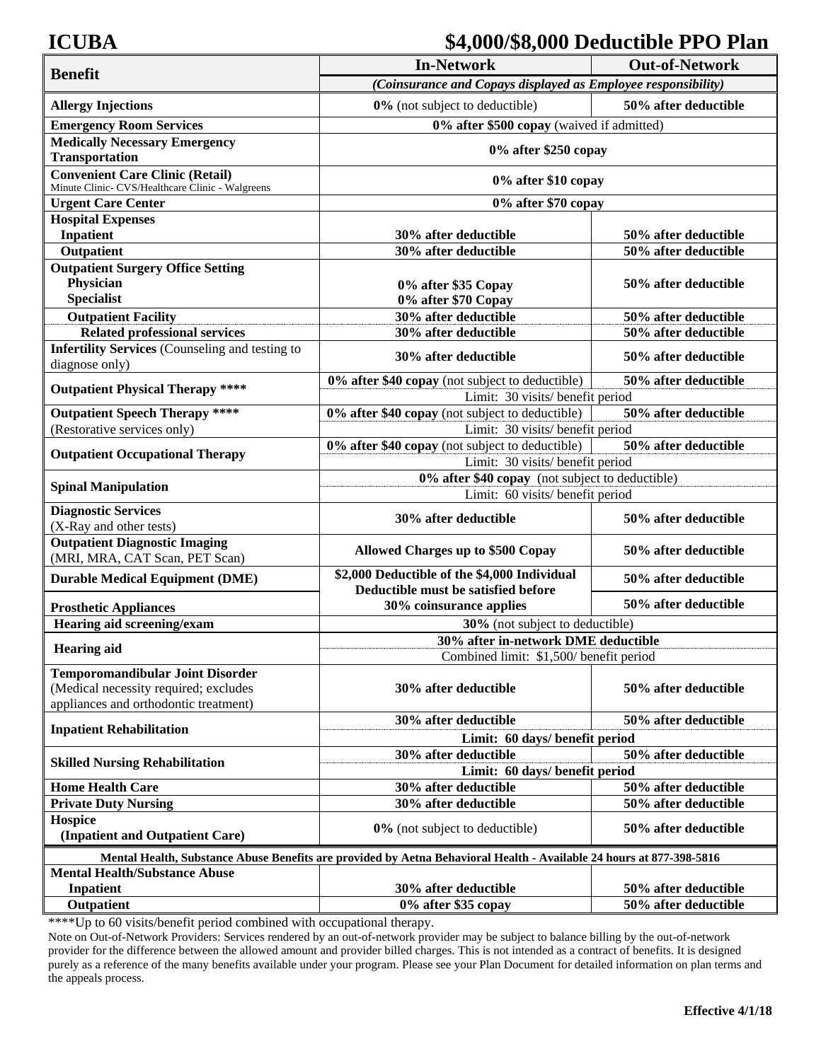# ICUBA $4,000/$8,000 Deductible PPO Plan

| Benefit | In-Network | Out-of-Network |
|---|---|---|
| | *(Coinsurance and Copays displayed as Employee responsibility)* | |
| **Allergy Injections** | **0%** (not subject to deductible) | **50% after deductible** |
| **Emergency Room Services** | **0% after $500 copay** (waived if admitted) | |
| **Medically Necessary Emergency Transportation** | **0% after $250 copay** | |
| **Convenient Care Clinic (Retail)** Minute Clinic- CVS/Healthcare Clinic - Walgreens | **0% after $10 copay** | |
| **Urgent Care Center** | **0% after $70 copay** | |
| **Hospital Expenses** | | |
| **Inpatient** | **30% after deductible** | **50% after deductible** |
| **Outpatient** | **30% after deductible** | **50% after deductible** |
| **Outpatient Surgery Office Setting** | | |
| **Physician** | **0% after $35 Copay** | **50% after deductible** |
| **Specialist** | **0% after $70 Copay** | |
| **Outpatient Facility** | **30% after deductible** | **50% after deductible** |
| **Related professional services** | **30% after deductible** | **50% after deductible** |
| **Infertility Services** (Counseling and testing to diagnose only) | **30% after deductible** | **50% after deductible** |
| **Outpatient Physical Therapy \*\*\*\*** | **0% after $40 copay** (not subject to deductible) | **50% after deductible** |
| | Limit: 30 visits/ benefit period | |
| **Outpatient Speech Therapy \*\*\*\*** (Restorative services only) | **0% after $40 copay** (not subject to deductible) | **50% after deductible** |
| | Limit: 30 visits/ benefit period | |
| **Outpatient Occupational Therapy** | **0% after $40 copay** (not subject to deductible) | **50% after deductible** |
| | Limit: 30 visits/ benefit period | |
| **Spinal Manipulation** | **0% after $40 copay** (not subject to deductible) | |
| | Limit: 60 visits/ benefit period | |
| **Diagnostic Services** (X-Ray and other tests) | **30% after deductible** | **50% after deductible** |
| **Outpatient Diagnostic Imaging** (MRI, MRA, CAT Scan, PET Scan) | **Allowed Charges up to $500 Copay** | **50% after deductible** |
| **Durable Medical Equipment (DME)** | **$2,000 Deductible of the $4,000 Individual Deductible must be satisfied before 30% coinsurance applies** | **50% after deductible** |
| **Prosthetic Appliances** | | **50% after deductible** |
| **Hearing aid screening/exam** | **30%** (not subject to deductible) | |
| **Hearing aid** | **30% after in-network DME deductible** | |
| | Combined limit: $1,500/ benefit period | |
| **Temporomandibular Joint Disorder** (Medical necessity required; excludes appliances and orthodontic treatment) | **30% after deductible** | **50% after deductible** |
| **Inpatient Rehabilitation** | **30% after deductible** | **50% after deductible** |
| | **Limit: 60 days/ benefit period** | |
| **Skilled Nursing Rehabilitation** | **30% after deductible** | **50% after deductible** |
| | **Limit: 60 days/ benefit period** | |
| **Home Health Care** | **30% after deductible** | **50% after deductible** |
| **Private Duty Nursing** | **30% after deductible** | **50% after deductible** |
| **Hospice (Inpatient and Outpatient Care)** | **0%** (not subject to deductible) | **50% after deductible** |
| **Mental Health, Substance Abuse Benefits are provided by Aetna Behavioral Health - Available 24 hours at 877-398-5816** | | |
| **Mental Health/Substance Abuse** | | |
| **Inpatient** | **30% after deductible** | **50% after deductible** |
| **Outpatient** | **0% after $35 copay** | **50% after deductible** |

****Up to 60 visits/benefit period combined with occupational therapy.

Note on Out-of-Network Providers: Services rendered by an out-of-network provider may be subject to balance billing by the out-of-network provider for the difference between the allowed amount and provider billed charges. This is not intended as a contract of benefits. It is designed purely as a reference of the many benefits available under your program. Please see your Plan Document for detailed information on plan terms and the appeals process.

**Effective 4/1/18**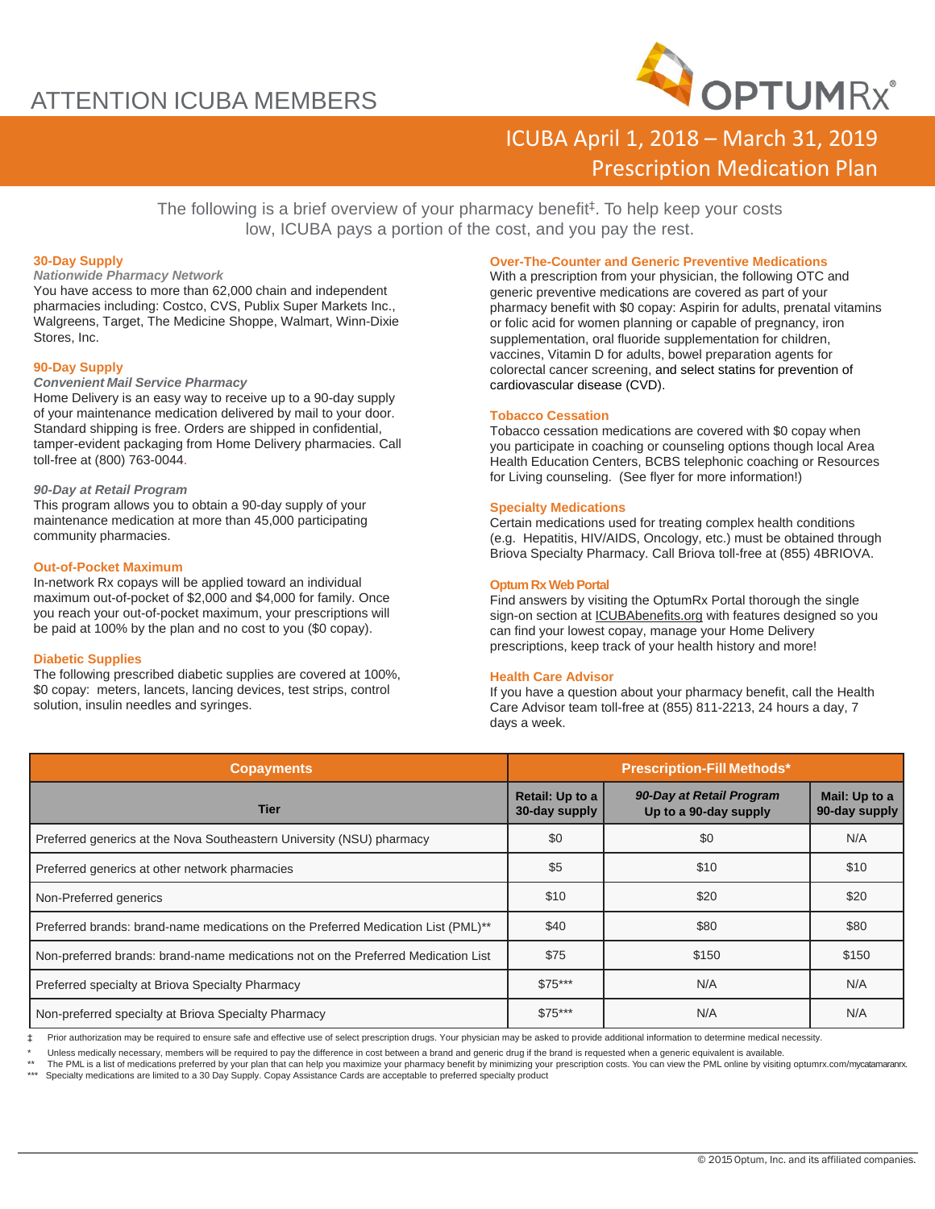# ATTENTION ICUBA MEMBERS

## ICUBA April 1, 2018 – March 31, 2019 Prescription Medication Plan

The following is a brief overview of your pharmacy benefit‡. To help keep your costs low, ICUBA pays a portion of the cost, and you pay the rest.

### 30-Day Supply

***Nationwide Pharmacy Network***

You have access to more than 62,000 chain and independent pharmacies including: Costco, CVS, Publix Super Markets Inc., Walgreens, Target, The Medicine Shoppe, Walmart, Winn-Dixie Stores, Inc.

### 90-Day Supply

***Convenient Mail Service Pharmacy***

Home Delivery is an easy way to receive up to a 90-day supply of your maintenance medication delivered by mail to your door. Standard shipping is free. Orders are shipped in confidential, tamper-evident packaging from Home Delivery pharmacies. Call toll-free at (800) 763-0044.

***90-Day at Retail Program***

This program allows you to obtain a 90-day supply of your maintenance medication at more than 45,000 participating community pharmacies.

### Out-of-Pocket Maximum

In-network Rx copays will be applied toward an individual maximum out-of-pocket of $2,000 and $4,000 for family. Once you reach your out-of-pocket maximum, your prescriptions will be paid at 100% by the plan and no cost to you ($0 copay).

### Diabetic Supplies

The following prescribed diabetic supplies are covered at 100%, $0 copay: meters, lancets, lancing devices, test strips, control solution, insulin needles and syringes.

### Over-The-Counter and Generic Preventive Medications

With a prescription from your physician, the following OTC and generic preventive medications are covered as part of your pharmacy benefit with $0 copay: Aspirin for adults, prenatal vitamins or folic acid for women planning or capable of pregnancy, iron supplementation, oral fluoride supplementation for children, vaccines, Vitamin D for adults, bowel preparation agents for colorectal cancer screening, and select statins for prevention of cardiovascular disease (CVD).

### Tobacco Cessation

Tobacco cessation medications are covered with $0 copay when you participate in coaching or counseling options though local Area Health Education Centers, BCBS telephonic coaching or Resources for Living counseling. (See flyer for more information!)

### Specialty Medications

Certain medications used for treating complex health conditions (e.g. Hepatitis, HIV/AIDS, Oncology, etc.) must be obtained through Briova Specialty Pharmacy. Call Briova toll-free at (855) 4BRIOVA.

### Optum Rx Web Portal

Find answers by visiting the OptumRx Portal thorough the single sign-on section at ICUBAbenefits.org with features designed so you can find your lowest copay, manage your Home Delivery prescriptions, keep track of your health history and more!

### Health Care Advisor

If you have a question about your pharmacy benefit, call the Health Care Advisor team toll-free at (855) 811-2213, 24 hours a day, 7 days a week.

| Copayments | Prescription-Fill Methods* | | |
|---|---|---|---|
| Tier | Retail: Up to a 30-day supply | *90-Day at Retail Program* Up to a 90-day supply | Mail: Up to a 90-day supply |
| Preferred generics at the Nova Southeastern University (NSU) pharmacy | $0 | $0 | N/A |
| Preferred generics at other network pharmacies | $5 | $10 | $10 |
| Non-Preferred generics | $10 | $20 | $20 |
| Preferred brands: brand-name medications on the Preferred Medication List (PML)** | $40 | $80 | $80 |
| Non-preferred brands: brand-name medications not on the Preferred Medication List | $75 | $150 | $150 |
| Preferred specialty at Briova Specialty Pharmacy | $75*** | N/A | N/A |
| Non-preferred specialty at Briova Specialty Pharmacy | $75*** | N/A | N/A |

‡ Prior authorization may be required to ensure safe and effective use of select prescription drugs. Your physician may be asked to provide additional information to determine medical necessity.

\* Unless medically necessary, members will be required to pay the difference in cost between a brand and generic drug if the brand is requested when a generic equivalent is available.

** The PML is a list of medications preferred by your plan that can help you maximize your pharmacy benefit by minimizing your prescription costs. You can view the PML online by visiting optumrx.com/mycatamaranrx.

*** Specialty medications are limited to a 30 Day Supply. Copay Assistance Cards are acceptable to preferred specialty product

© 2015 Optum, Inc. and its affiliated companies.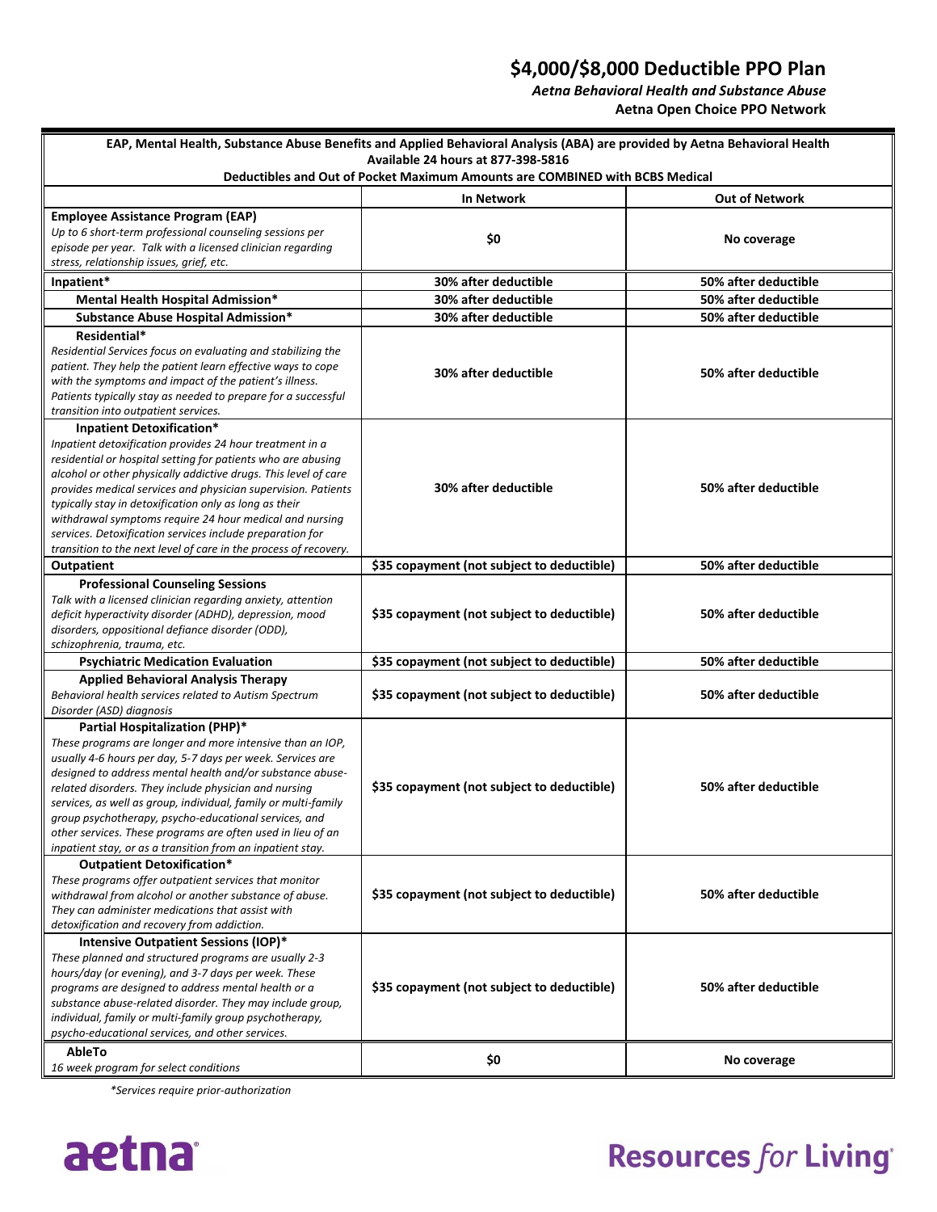# $4,000/$8,000 Deductible PPO Plan

***Aetna Behavioral Health and Substance Abuse***

**Aetna Open Choice PPO Network**

**EAP, Mental Health, Substance Abuse Benefits and Applied Behavioral Analysis (ABA) are provided by Aetna Behavioral Health Available 24 hours at 877-398-5816**

**Deductibles and Out of Pocket Maximum Amounts are COMBINED with BCBS Medical**

| | In Network | Out of Network |
|---|---|---|
| **Employee Assistance Program (EAP)**<br>*Up to 6 short-term professional counseling sessions per episode per year. Talk with a licensed clinician regarding stress, relationship issues, grief, etc.* | $0 | No coverage |
| **Inpatient*** | 30% after deductible | 50% after deductible |
| **Mental Health Hospital Admission*** | 30% after deductible | 50% after deductible |
| **Substance Abuse Hospital Admission*** | 30% after deductible | 50% after deductible |
| **Residential***<br>*Residential Services focus on evaluating and stabilizing the patient. They help the patient learn effective ways to cope with the symptoms and impact of the patient's illness. Patients typically stay as needed to prepare for a successful transition into outpatient services.* | 30% after deductible | 50% after deductible |
| **Inpatient Detoxification***<br>*Inpatient detoxification provides 24 hour treatment in a residential or hospital setting for patients who are abusing alcohol or other physically addictive drugs. This level of care provides medical services and physician supervision. Patients typically stay in detoxification only as long as their withdrawal symptoms require 24 hour medical and nursing services. Detoxification services include preparation for transition to the next level of care in the process of recovery.* | 30% after deductible | 50% after deductible |
| **Outpatient** | $35 copayment (not subject to deductible) | 50% after deductible |
| **Professional Counseling Sessions**<br>*Talk with a licensed clinician regarding anxiety, attention deficit hyperactivity disorder (ADHD), depression, mood disorders, oppositional defiance disorder (ODD), schizophrenia, trauma, etc.* | $35 copayment (not subject to deductible) | 50% after deductible |
| **Psychiatric Medication Evaluation** | $35 copayment (not subject to deductible) | 50% after deductible |
| **Applied Behavioral Analysis Therapy**<br>*Behavioral health services related to Autism Spectrum Disorder (ASD) diagnosis* | $35 copayment (not subject to deductible) | 50% after deductible |
| **Partial Hospitalization (PHP)***<br>*These programs are longer and more intensive than an IOP, usually 4-6 hours per day, 5-7 days per week. Services are designed to address mental health and/or substance abuse-related disorders. They include physician and nursing services, as well as group, individual, family or multi-family group psychotherapy, psycho-educational services, and other services. These programs are often used in lieu of an inpatient stay, or as a transition from an inpatient stay.* | $35 copayment (not subject to deductible) | 50% after deductible |
| **Outpatient Detoxification***<br>*These programs offer outpatient services that monitor withdrawal from alcohol or another substance of abuse. They can administer medications that assist with detoxification and recovery from addiction.* | $35 copayment (not subject to deductible) | 50% after deductible |
| **Intensive Outpatient Sessions (IOP)***<br>*These planned and structured programs are usually 2-3 hours/day (or evening), and 3-7 days per week. These programs are designed to address mental health or a substance abuse-related disorder. They may include group, individual, family or multi-family group psychotherapy, psycho-educational services, and other services.* | $35 copayment (not subject to deductible) | 50% after deductible |
| **AbleTo**<br>*16 week program for select conditions* | $0 | No coverage |

*\*Services require prior-authorization*

aetna

Resources *for* Living